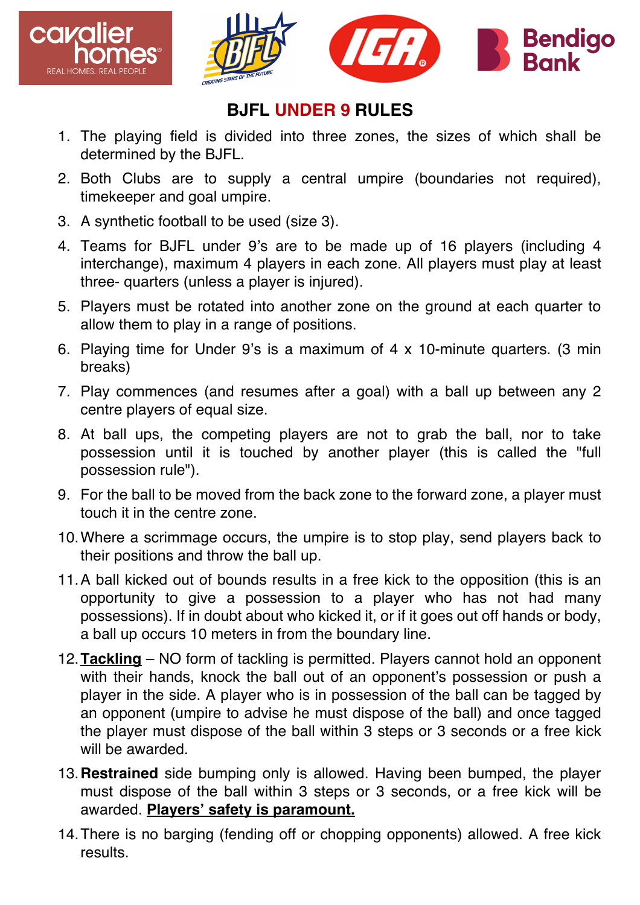# BJFL UNDER 9 RULES

1. The playing field is divided into three zones, the sizes of which shall be determined by the BJFL.
2. Both Clubs are to supply a central umpire (boundaries not required), timekeeper and goal umpire.
3. A synthetic football to be used (size 3).
4. Teams for BJFL under 9's are to be made up of 16 players (including 4 interchange), maximum 4 players in each zone. All players must play at least three- quarters (unless a player is injured).
5. Players must be rotated into another zone on the ground at each quarter to allow them to play in a range of positions.
6. Playing time for Under 9's is a maximum of 4 x 10-minute quarters. (3 min breaks)
7. Play commences (and resumes after a goal) with a ball up between any 2 centre players of equal size.
8. At ball ups, the competing players are not to grab the ball, nor to take possession until it is touched by another player (this is called the "full possession rule").
9. For the ball to be moved from the back zone to the forward zone, a player must touch it in the centre zone.
10. Where a scrimmage occurs, the umpire is to stop play, send players back to their positions and throw the ball up.
11. A ball kicked out of bounds results in a free kick to the opposition (this is an opportunity to give a possession to a player who has not had many possessions). If in doubt about who kicked it, or if it goes out off hands or body, a ball up occurs 10 meters in from the boundary line.
12. <u>**Tackling**</u> – NO form of tackling is permitted. Players cannot hold an opponent with their hands, knock the ball out of an opponent's possession or push a player in the side. A player who is in possession of the ball can be tagged by an opponent (umpire to advise he must dispose of the ball) and once tagged the player must dispose of the ball within 3 steps or 3 seconds or a free kick will be awarded.
13. **Restrained** side bumping only is allowed. Having been bumped, the player must dispose of the ball within 3 steps or 3 seconds, or a free kick will be awarded. <u>**Players' safety is paramount.**</u>
14. There is no barging (fending off or chopping opponents) allowed. A free kick results.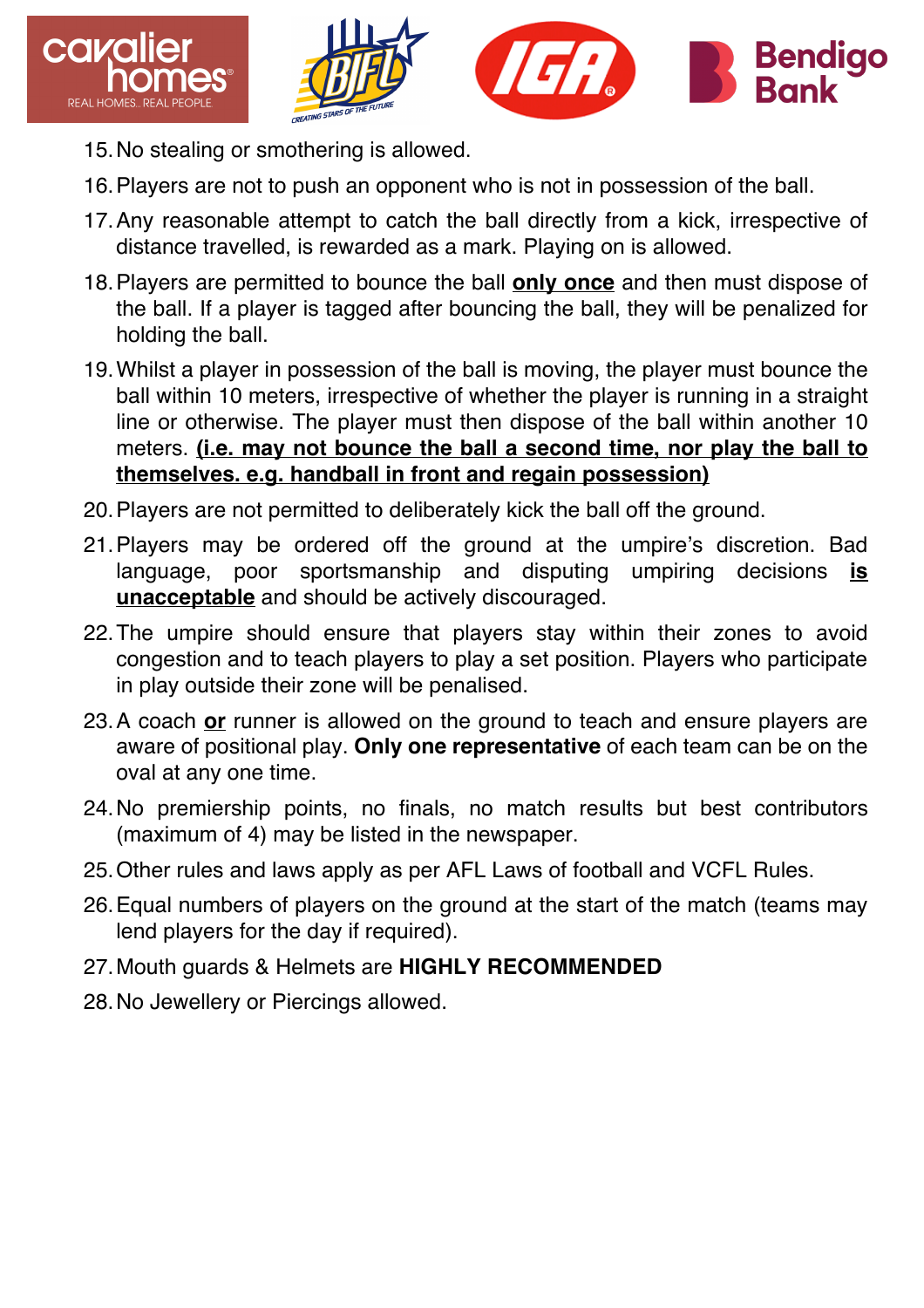15. No stealing or smothering is allowed.
16. Players are not to push an opponent who is not in possession of the ball.
17. Any reasonable attempt to catch the ball directly from a kick, irrespective of distance travelled, is rewarded as a mark. Playing on is allowed.
18. Players are permitted to bounce the ball **only once** and then must dispose of the ball. If a player is tagged after bouncing the ball, they will be penalized for holding the ball.
19. Whilst a player in possession of the ball is moving, the player must bounce the ball within 10 meters, irrespective of whether the player is running in a straight line or otherwise. The player must then dispose of the ball within another 10 meters. **(i.e. may not bounce the ball a second time, nor play the ball to themselves. e.g. handball in front and regain possession)**
20. Players are not permitted to deliberately kick the ball off the ground.
21. Players may be ordered off the ground at the umpire's discretion. Bad language, poor sportsmanship and disputing umpiring decisions **is unacceptable** and should be actively discouraged.
22. The umpire should ensure that players stay within their zones to avoid congestion and to teach players to play a set position. Players who participate in play outside their zone will be penalised.
23. A coach **or** runner is allowed on the ground to teach and ensure players are aware of positional play. **Only one representative** of each team can be on the oval at any one time.
24. No premiership points, no finals, no match results but best contributors (maximum of 4) may be listed in the newspaper.
25. Other rules and laws apply as per AFL Laws of football and VCFL Rules.
26. Equal numbers of players on the ground at the start of the match (teams may lend players for the day if required).
27. Mouth guards & Helmets are **HIGHLY RECOMMENDED**
28. No Jewellery or Piercings allowed.